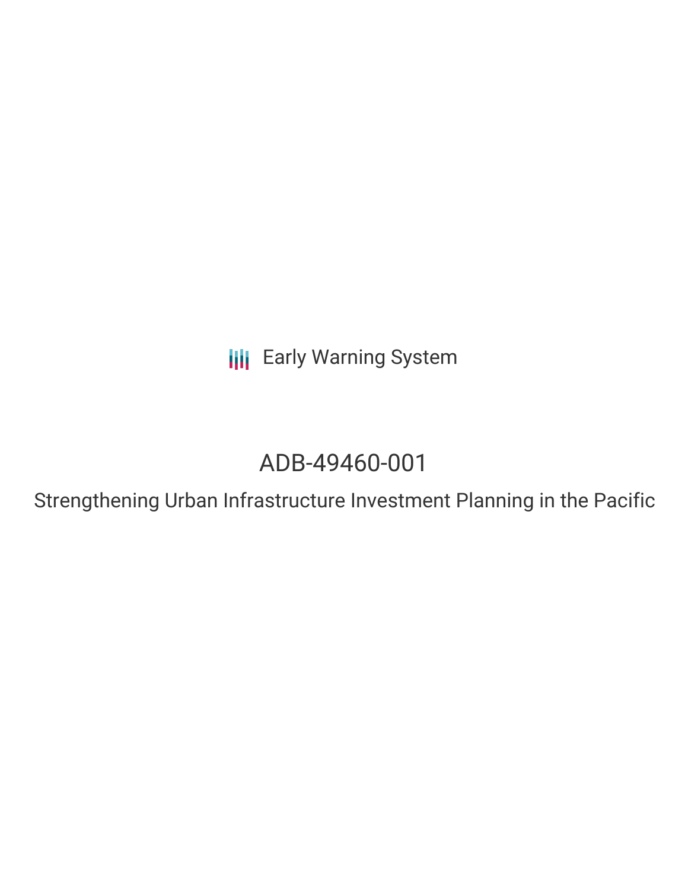Early Warning System

# ADB-49460-001

## Strengthening Urban Infrastructure Investment Planning in the Pacific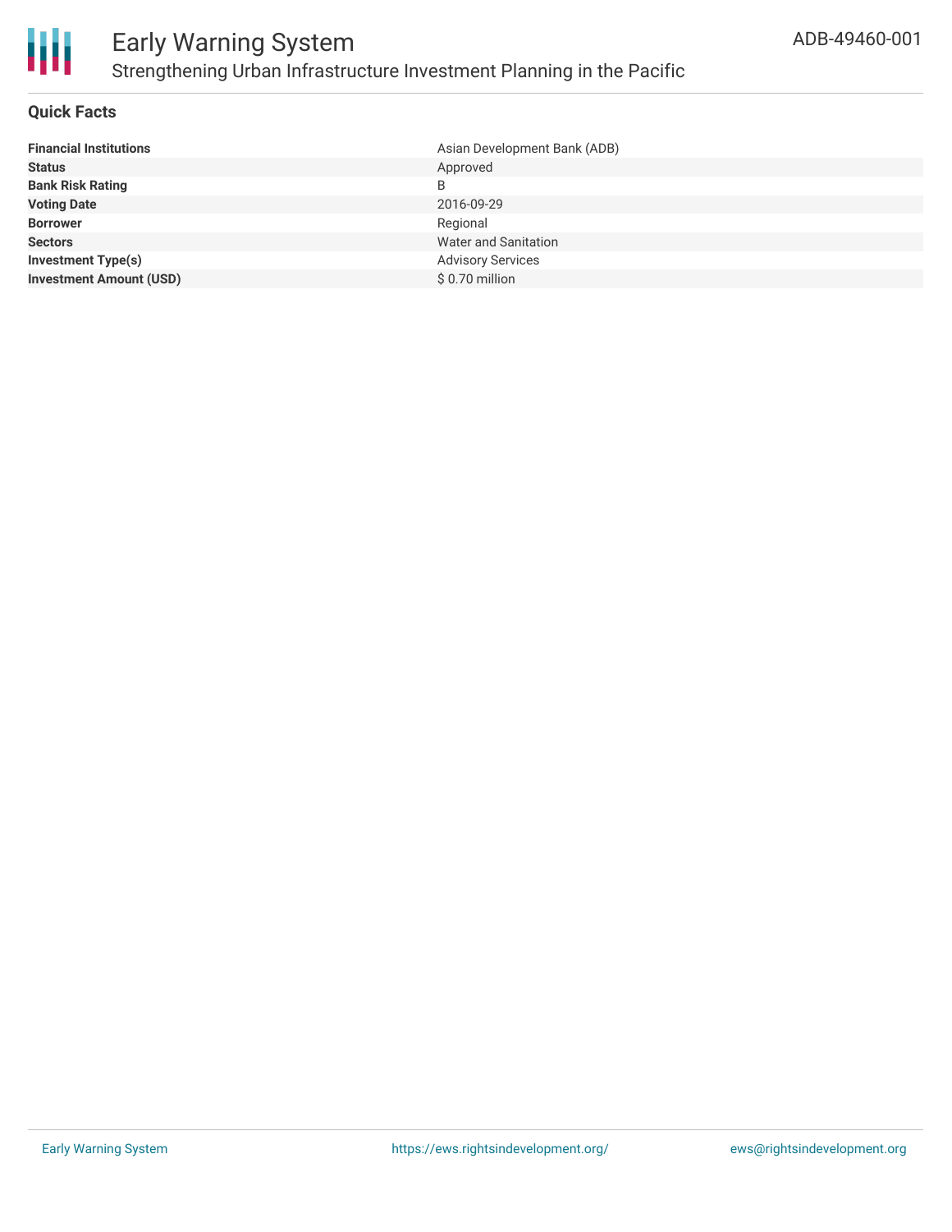# Early Warning System

## Strengthening Urban Infrastructure Investment Planning in the Pacific

ADB-49460-001

### Quick Facts

| | |
|---|---|
| **Financial Institutions** | Asian Development Bank (ADB) |
| **Status** | Approved |
| **Bank Risk Rating** | B |
| **Voting Date** | 2016-09-29 |
| **Borrower** | Regional |
| **Sectors** | Water and Sanitation |
| **Investment Type(s)** | Advisory Services |
| **Investment Amount (USD)** | $ 0.70 million |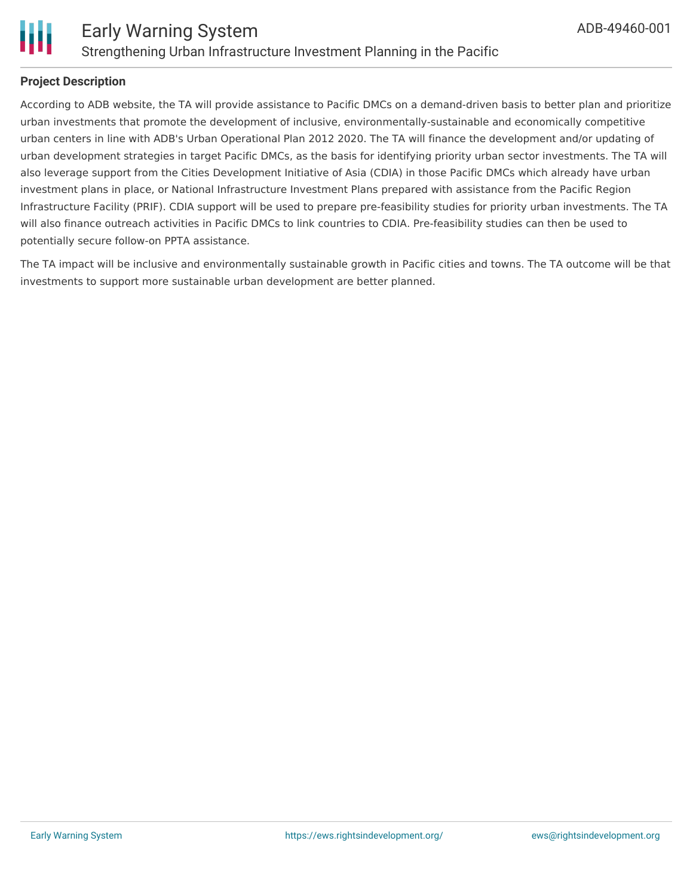## Project Description

According to ADB website, the TA will provide assistance to Pacific DMCs on a demand-driven basis to better plan and prioritize urban investments that promote the development of inclusive, environmentally-sustainable and economically competitive urban centers in line with ADB's Urban Operational Plan 2012 2020. The TA will finance the development and/or updating of urban development strategies in target Pacific DMCs, as the basis for identifying priority urban sector investments. The TA will also leverage support from the Cities Development Initiative of Asia (CDIA) in those Pacific DMCs which already have urban investment plans in place, or National Infrastructure Investment Plans prepared with assistance from the Pacific Region Infrastructure Facility (PRIF). CDIA support will be used to prepare pre-feasibility studies for priority urban investments. The TA will also finance outreach activities in Pacific DMCs to link countries to CDIA. Pre-feasibility studies can then be used to potentially secure follow-on PPTA assistance.

The TA impact will be inclusive and environmentally sustainable growth in Pacific cities and towns. The TA outcome will be that investments to support more sustainable urban development are better planned.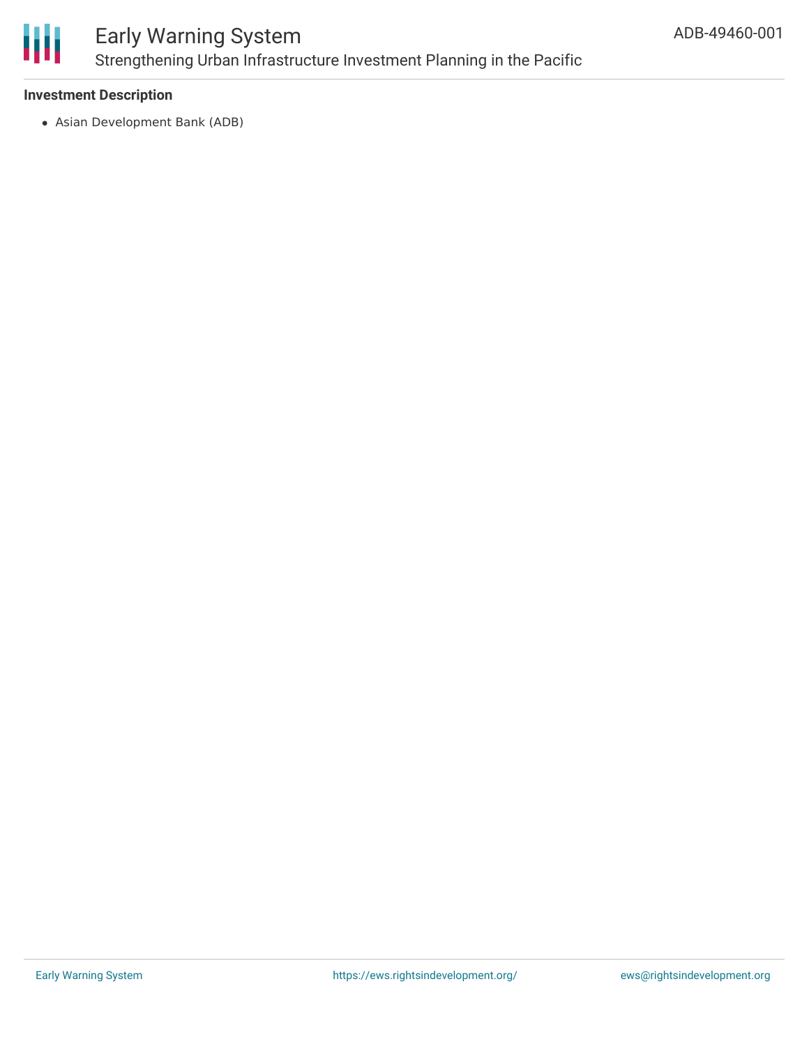**Investment Description**

- Asian Development Bank (ADB)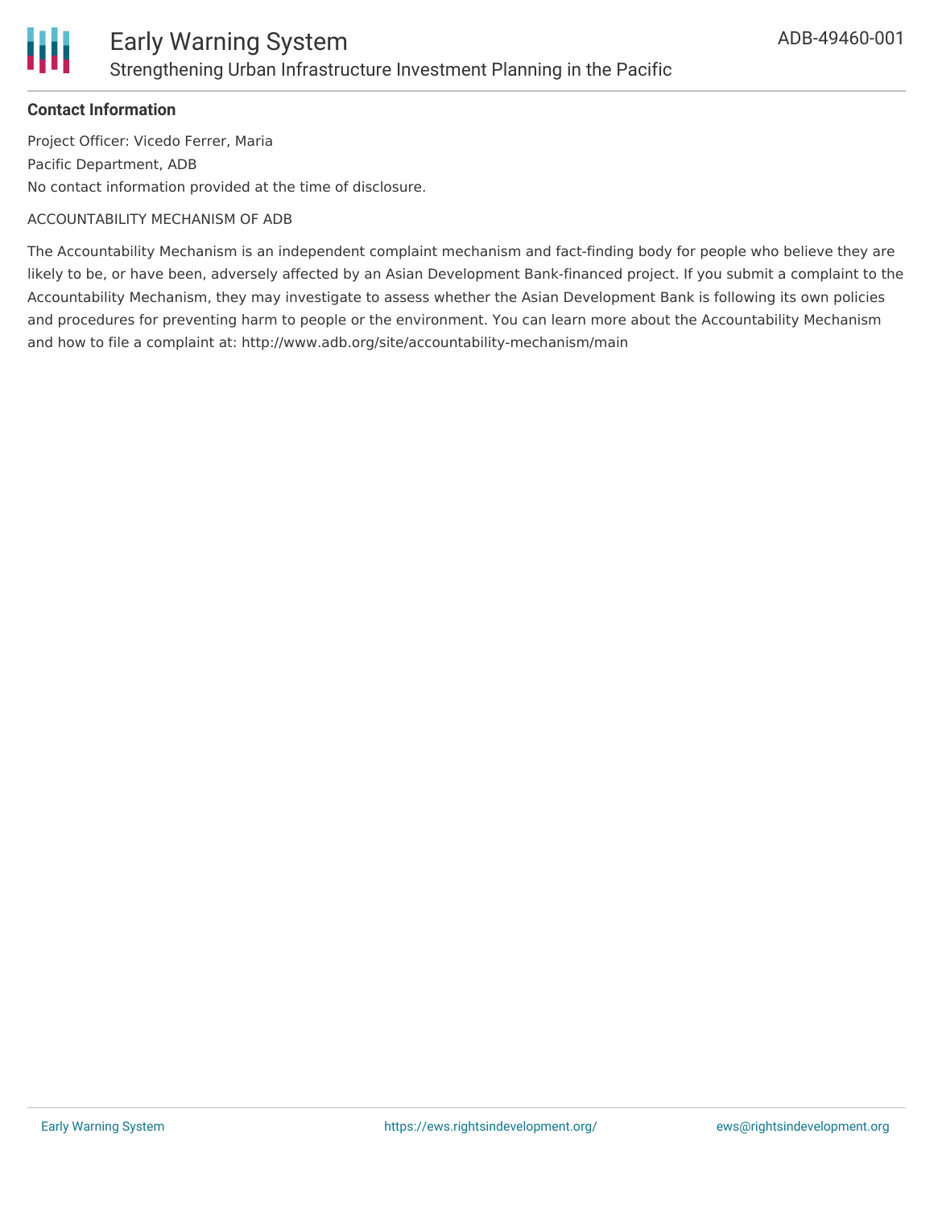**Contact Information**

Project Officer: Vicedo Ferrer, Maria

Pacific Department, ADB

No contact information provided at the time of disclosure.

ACCOUNTABILITY MECHANISM OF ADB

The Accountability Mechanism is an independent complaint mechanism and fact-finding body for people who believe they are likely to be, or have been, adversely affected by an Asian Development Bank-financed project. If you submit a complaint to the Accountability Mechanism, they may investigate to assess whether the Asian Development Bank is following its own policies and procedures for preventing harm to people or the environment. You can learn more about the Accountability Mechanism and how to file a complaint at: http://www.adb.org/site/accountability-mechanism/main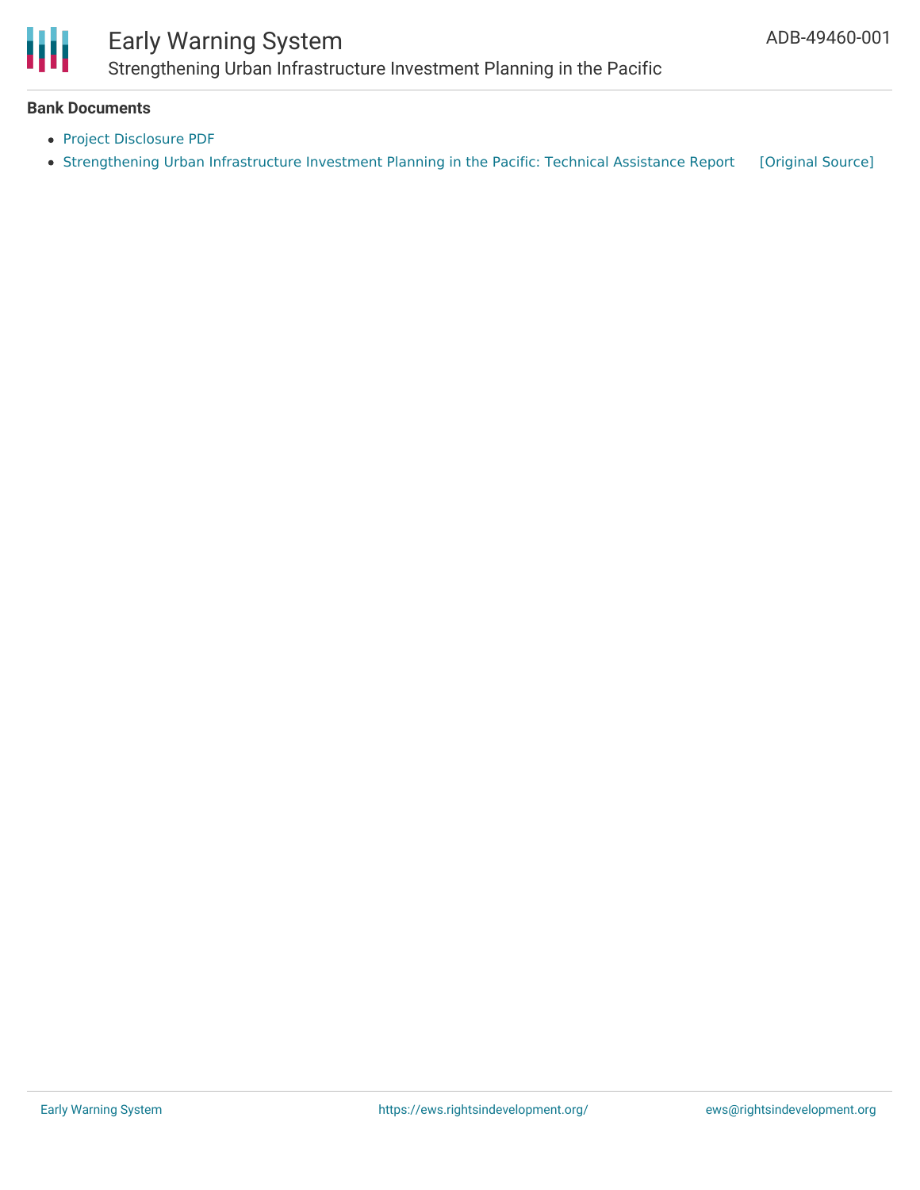**Bank Documents**

- Project Disclosure PDF
- Strengthening Urban Infrastructure Investment Planning in the Pacific: Technical Assistance Report [Original Source]